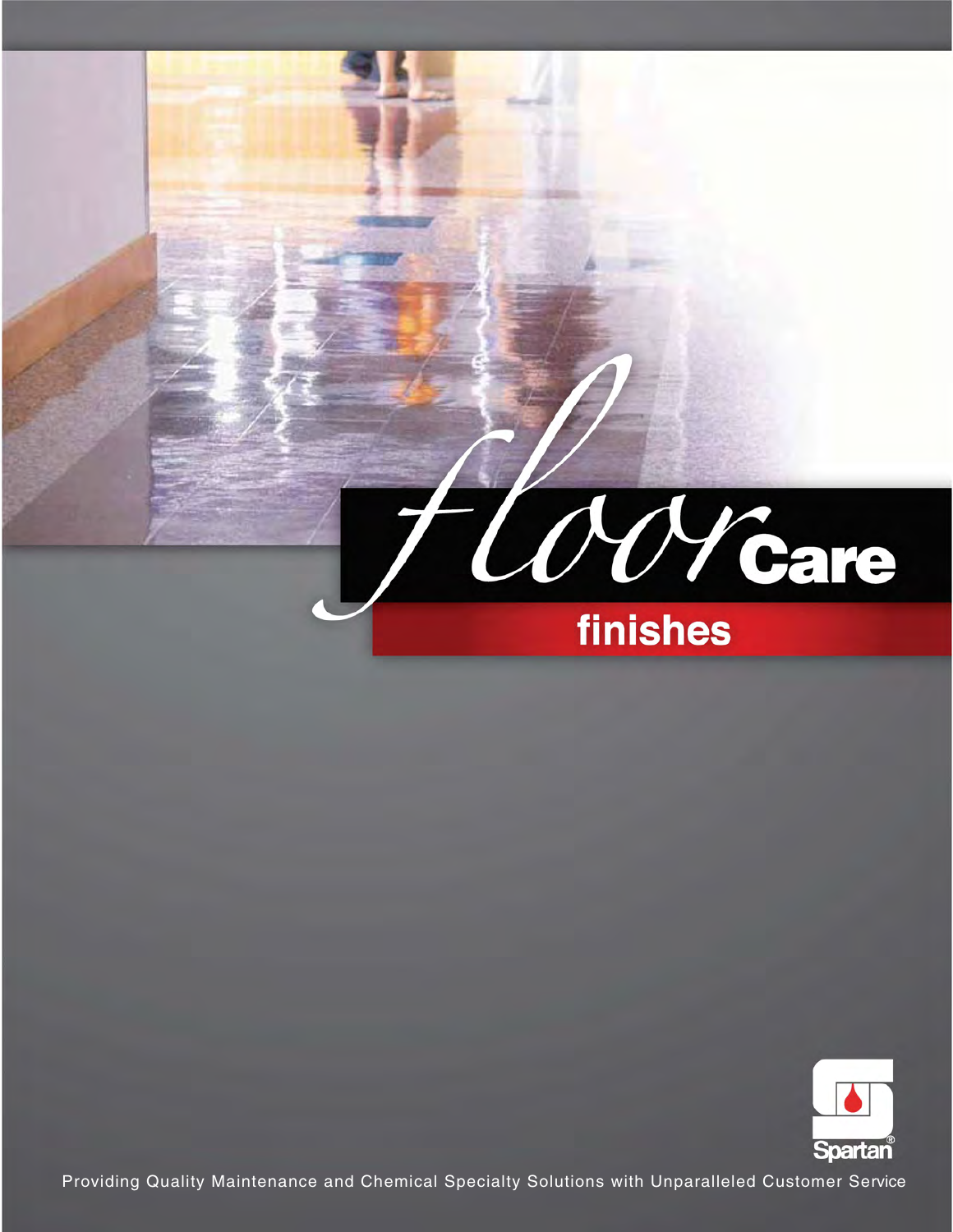# floor Care

## finishes

Spartan®

Providing Quality Maintenance and Chemical Specialty Solutions with Unparalleled Customer Service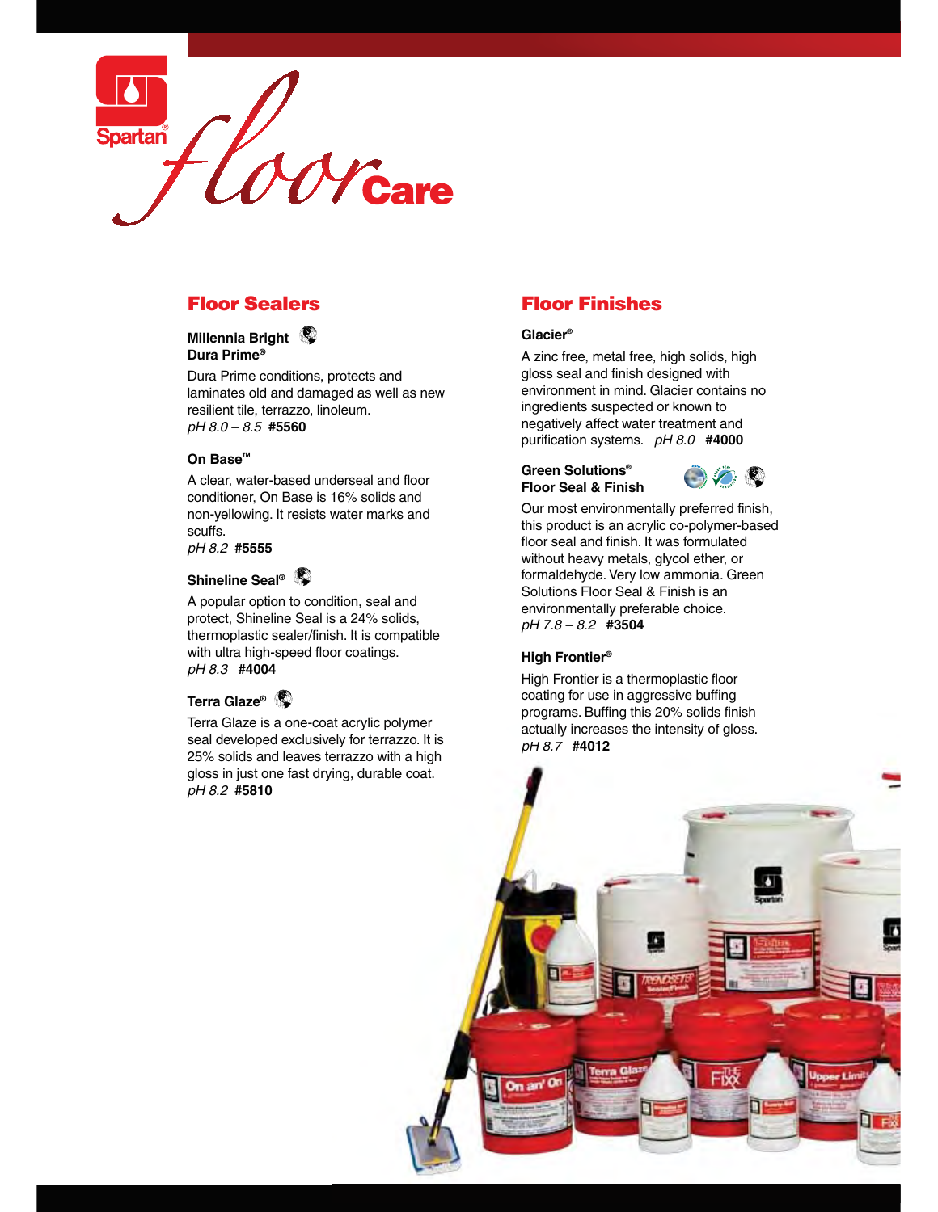# Spartan Floor Care

## Floor Sealers

**Millennia Bright Dura Prime®**

Dura Prime conditions, protects and laminates old and damaged as well as new resilient tile, terrazzo, linoleum.
*pH 8.0 – 8.5* **#5560**

**On Base™**

A clear, water-based underseal and floor conditioner, On Base is 16% solids and non-yellowing. It resists water marks and scuffs.
*pH 8.2* **#5555**

**Shineline Seal®**

A popular option to condition, seal and protect, Shineline Seal is a 24% solids, thermoplastic sealer/finish. It is compatible with ultra high-speed floor coatings.
*pH 8.3* **#4004**

**Terra Glaze®**

Terra Glaze is a one-coat acrylic polymer seal developed exclusively for terrazzo. It is 25% solids and leaves terrazzo with a high gloss in just one fast drying, durable coat.
*pH 8.2* **#5810**

## Floor Finishes

**Glacier®**

A zinc free, metal free, high solids, high gloss seal and finish designed with environment in mind. Glacier contains no ingredients suspected or known to negatively affect water treatment and purification systems. *pH 8.0* **#4000**

**Green Solutions® Floor Seal & Finish**

Our most environmentally preferred finish, this product is an acrylic co-polymer-based floor seal and finish. It was formulated without heavy metals, glycol ether, or formaldehyde. Very low ammonia. Green Solutions Floor Seal & Finish is an environmentally preferable choice.
*pH 7.8 – 8.2* **#3504**

**High Frontier®**

High Frontier is a thermoplastic floor coating for use in aggressive buffing programs. Buffing this 20% solids finish actually increases the intensity of gloss.
*pH 8.7* **#4012**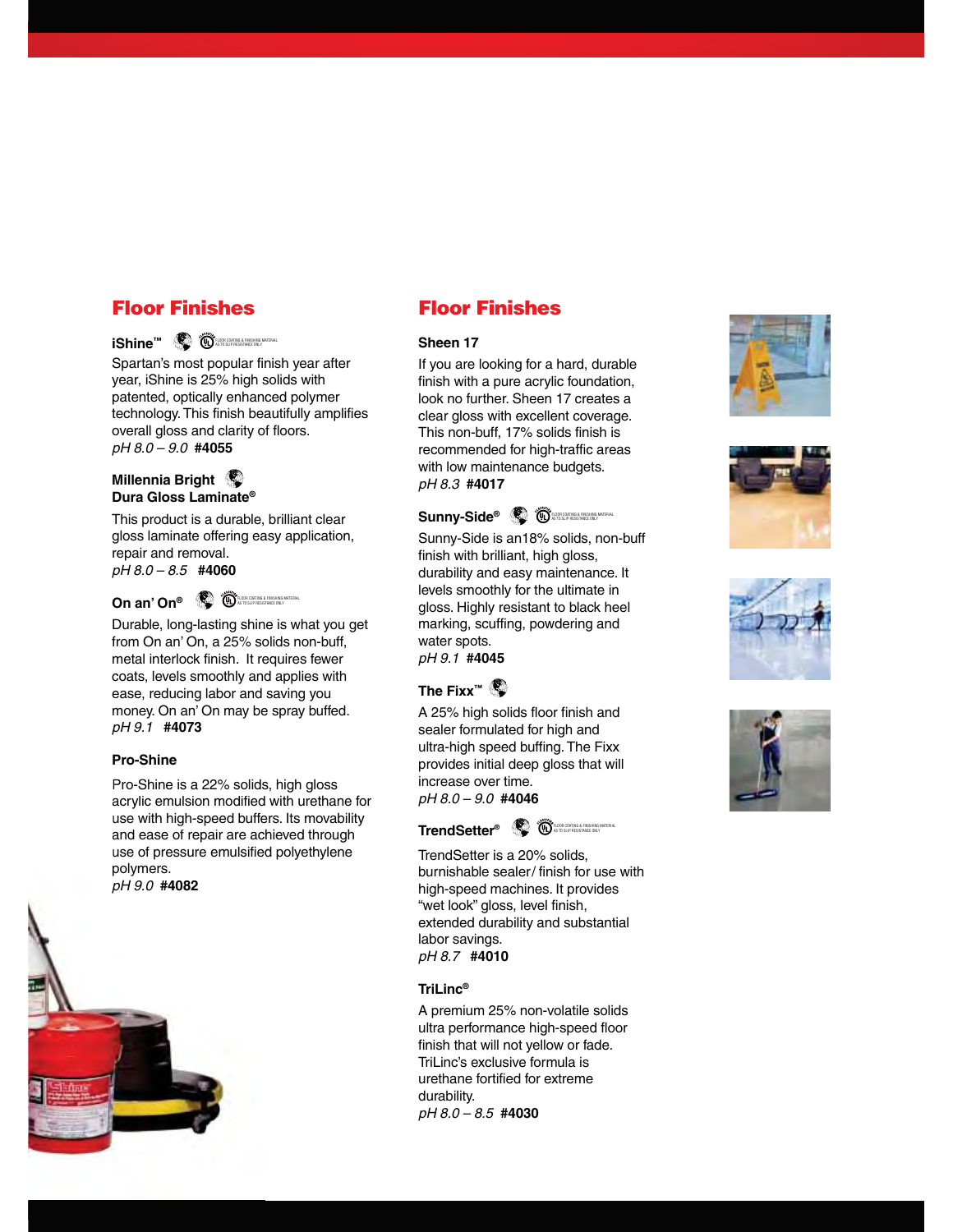## Floor Finishes

### iShine™

Spartan's most popular finish year after year, iShine is 25% high solids with patented, optically enhanced polymer technology. This finish beautifully amplifies overall gloss and clarity of floors.
*pH 8.0 – 9.0* **#4055**

### Millennia Bright Dura Gloss Laminate®

This product is a durable, brilliant clear gloss laminate offering easy application, repair and removal.
*pH 8.0 – 8.5* **#4060**

### On an' On®

Durable, long-lasting shine is what you get from On an' On, a 25% solids non-buff, metal interlock finish. It requires fewer coats, levels smoothly and applies with ease, reducing labor and saving you money. On an' On may be spray buffed.
*pH 9.1* **#4073**

### Pro-Shine

Pro-Shine is a 22% solids, high gloss acrylic emulsion modified with urethane for use with high-speed buffers. Its movability and ease of repair are achieved through use of pressure emulsified polyethylene polymers.
*pH 9.0* **#4082**

## Floor Finishes

### Sheen 17

If you are looking for a hard, durable finish with a pure acrylic foundation, look no further. Sheen 17 creates a clear gloss with excellent coverage. This non-buff, 17% solids finish is recommended for high-traffic areas with low maintenance budgets.
*pH 8.3* **#4017**

### Sunny-Side®

Sunny-Side is an18% solids, non-buff finish with brilliant, high gloss, durability and easy maintenance. It levels smoothly for the ultimate in gloss. Highly resistant to black heel marking, scuffing, powdering and water spots.
*pH 9.1* **#4045**

### The Fixx™

A 25% high solids floor finish and sealer formulated for high and ultra-high speed buffing. The Fixx provides initial deep gloss that will increase over time.
*pH 8.0 – 9.0* **#4046**

### TrendSetter®

TrendSetter is a 20% solids, burnishable sealer/ finish for use with high-speed machines. It provides "wet look" gloss, level finish, extended durability and substantial labor savings.
*pH 8.7* **#4010**

### TriLinc®

A premium 25% non-volatile solids ultra performance high-speed floor finish that will not yellow or fade. TriLinc's exclusive formula is urethane fortified for extreme durability.
*pH 8.0 – 8.5* **#4030**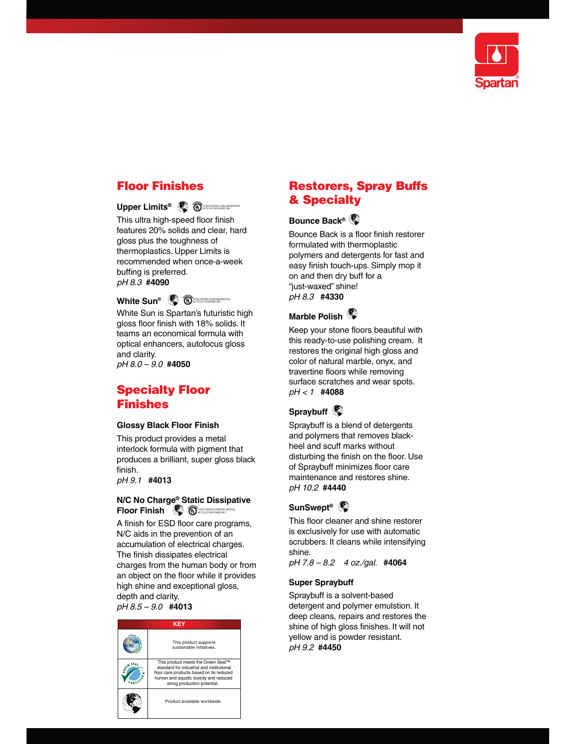## Floor Finishes

**Upper Limits®**

This ultra high-speed floor finish features 20% solids and clear, hard gloss plus the toughness of thermoplastics. Upper Limits is recommended when once-a-week buffing is preferred.
*pH 8.3* **#4090**

**White Sun®**

White Sun is Spartan's futuristic high gloss floor finish with 18% solids. It teams an economical formula with optical enhancers, autofocus gloss and clarity.
*pH 8.0 – 9.0* **#4050**

## Specialty Floor Finishes

**Glossy Black Floor Finish**

This product provides a metal interlock formula with pigment that produces a brilliant, super gloss black finish.
*pH 9.1* **#4013**

**N/C No Charge® Static Dissipative Floor Finish**

A finish for ESD floor care programs, N/C aids in the prevention of an accumulation of electrical charges. The finish dissipates electrical charges from the human body or from an object on the floor while it provides high shine and exceptional gloss, depth and clarity.
*pH 8.5 – 9.0* **#4013**

| KEY | |
|---|---|
| | This product supports sustainable initiatives. |
| | This product meets the Green Seal™ standard for industrial and institutional floor care products based on its reduced human and aquatic toxicity and reduced smog production potential. |
| | Product available worldwide. |

## Restorers, Spray Buffs & Specialty

**Bounce Back®**

Bounce Back is a floor finish restorer formulated with thermoplastic polymers and detergents for fast and easy finish touch-ups. Simply mop it on and then dry buff for a "just-waxed" shine!
*pH 8.3* **#4330**

**Marble Polish**

Keep your stone floors beautiful with this ready-to-use polishing cream. It restores the original high gloss and color of natural marble, onyx, and travertine floors while removing surface scratches and wear spots.
*pH < 1* **#4088**

**Spraybuff**

Spraybuff is a blend of detergents and polymers that removes black-heel and scuff marks without disturbing the finish on the floor. Use of Spraybuff minimizes floor care maintenance and restores shine.
*pH 10.2* **#4440**

**SunSwept®**

This floor cleaner and shine restorer is exclusively for use with automatic scrubbers. It cleans while intensifying shine.
*pH 7.8 – 8.2 4 oz./gal.* **#4064**

**Super Spraybuff**

Spraybuff is a solvent-based detergent and polymer emulstion. It deep cleans, repairs and restores the shine of high gloss finishes. It will not yellow and is powder resistant.
*pH 9.2* **#4450**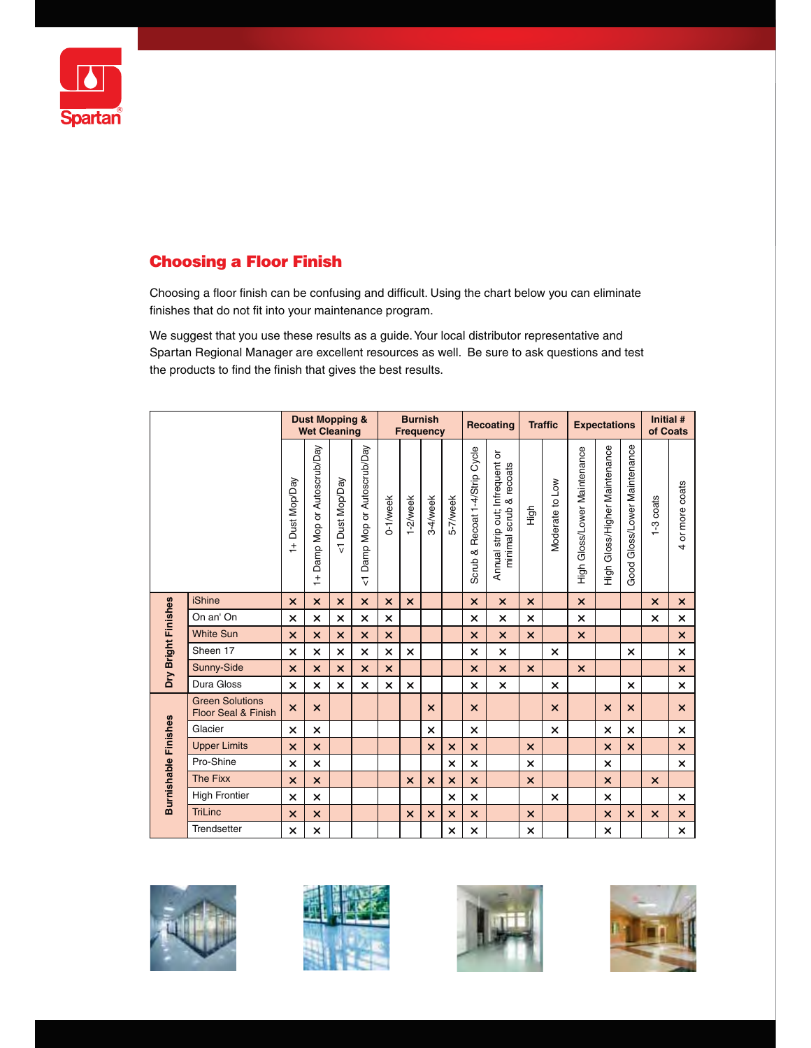## Choosing a Floor Finish

Choosing a floor finish can be confusing and difficult. Using the chart below you can eliminate finishes that do not fit into your maintenance program.

We suggest that you use these results as a guide. Your local distributor representative and Spartan Regional Manager are excellent resources as well. Be sure to ask questions and test the products to find the finish that gives the best results.

| | | Dust Mopping & Wet Cleaning | | | | Burnish Frequency | | | | Recoating | | Traffic | | Expectations | | | Initial # of Coats | |
|---|---|---|---|---|---|---|---|---|---|---|---|---|---|---|---|---|---|---|
| | | 1+ Dust Mop/Day | 1+ Damp Mop or Autoscrub/Day | <1 Dust Mop/Day | <1 Damp Mop or Autoscrub/Day | 0-1/week | 1-2/week | 3-4/week | 5-7/week | Scrub & Recoat 1-4/Strip Cycle | Annual strip out; Infrequent or minimal scrub & recoats | High | Moderate to Low | High Gloss/Lower Maintenance | High Gloss/Higher Maintenance | Good Gloss/Lower Maintenance | 1-3 coats | 4 or more coats |
| Dry Bright Finishes | iShine | × | × | × | × | × | × | | | × | × | × | | × | | | × | × |
| | On an' On | × | × | × | × | × | | | | × | × | × | | × | | | × | × |
| | White Sun | × | × | × | × | × | | | | × | × | × | | × | | | | × |
| | Sheen 17 | × | × | × | × | × | × | | | × | × | | × | | | × | | × |
| | Sunny-Side | × | × | × | × | × | | | | × | × | × | | × | | | | × |
| | Dura Gloss | × | × | × | × | × | × | | | × | × | | × | | | × | | × |
| Burnishable Finishes | Green Solutions Floor Seal & Finish | × | × | | | | | × | | × | | | × | | × | × | | × |
| | Glacier | × | × | | | | | × | | × | | | × | | × | × | | × |
| | Upper Limits | × | × | | | | | × | × | × | | × | | | × | × | | × |
| | Pro-Shine | × | × | | | | | | × | × | | × | | | × | | | × |
| | The Fixx | × | × | | | | × | × | × | × | | × | | | × | | × | |
| | High Frontier | × | × | | | | | | × | × | | | × | | × | | | × |
| | TriLinc | × | × | | | | × | × | × | × | | × | | | × | × | × | × |
| | Trendsetter | × | × | | | | | | × | × | | × | | | × | | | × |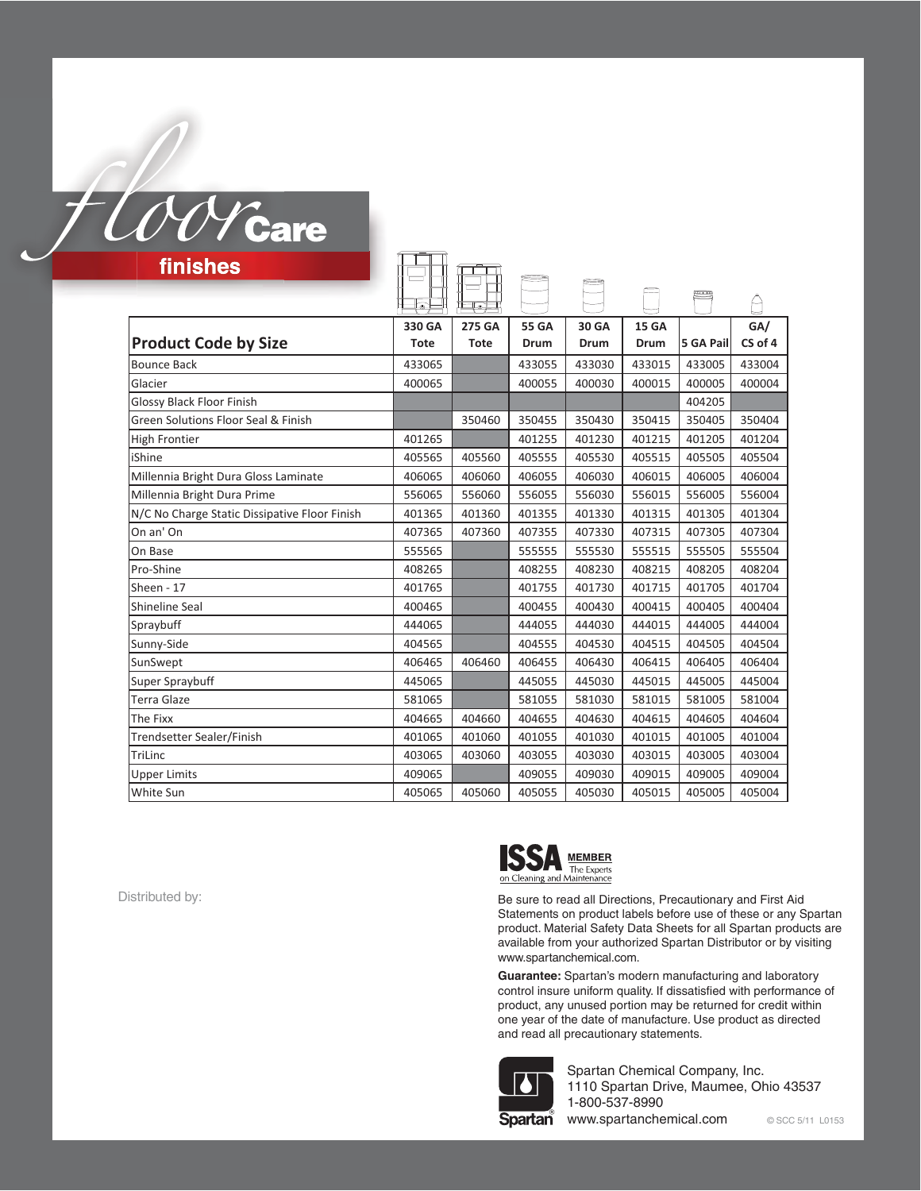# floor Care

## finishes

| Product Code by Size | 330 GA Tote | 275 GA Tote | 55 GA Drum | 30 GA Drum | 15 GA Drum | 5 GA Pail | GA/ CS of 4 |
|---|---|---|---|---|---|---|---|
| Bounce Back | 433065 | | 433055 | 433030 | 433015 | 433005 | 433004 |
| Glacier | 400065 | | 400055 | 400030 | 400015 | 400005 | 400004 |
| Glossy Black Floor Finish | | | | | | 404205 | |
| Green Solutions Floor Seal & Finish | | 350460 | 350455 | 350430 | 350415 | 350405 | 350404 |
| High Frontier | 401265 | | 401255 | 401230 | 401215 | 401205 | 401204 |
| iShine | 405565 | 405560 | 405555 | 405530 | 405515 | 405505 | 405504 |
| Millennia Bright Dura Gloss Laminate | 406065 | 406060 | 406055 | 406030 | 406015 | 406005 | 406004 |
| Millennia Bright Dura Prime | 556065 | 556060 | 556055 | 556030 | 556015 | 556005 | 556004 |
| N/C No Charge Static Dissipative Floor Finish | 401365 | 401360 | 401355 | 401330 | 401315 | 401305 | 401304 |
| On an' On | 407365 | 407360 | 407355 | 407330 | 407315 | 407305 | 407304 |
| On Base | 555565 | | 555555 | 555530 | 555515 | 555505 | 555504 |
| Pro-Shine | 408265 | | 408255 | 408230 | 408215 | 408205 | 408204 |
| Sheen - 17 | 401765 | | 401755 | 401730 | 401715 | 401705 | 401704 |
| Shineline Seal | 400465 | | 400455 | 400430 | 400415 | 400405 | 400404 |
| Spraybuff | 444065 | | 444055 | 444030 | 444015 | 444005 | 444004 |
| Sunny-Side | 404565 | | 404555 | 404530 | 404515 | 404505 | 404504 |
| SunSwept | 406465 | 406460 | 406455 | 406430 | 406415 | 406405 | 406404 |
| Super Spraybuff | 445065 | | 445055 | 445030 | 445015 | 445005 | 445004 |
| Terra Glaze | 581065 | | 581055 | 581030 | 581015 | 581005 | 581004 |
| The Fixx | 404665 | 404660 | 404655 | 404630 | 404615 | 404605 | 404604 |
| Trendsetter Sealer/Finish | 401065 | 401060 | 401055 | 401030 | 401015 | 401005 | 401004 |
| TriLinc | 403065 | 403060 | 403055 | 403030 | 403015 | 403005 | 403004 |
| Upper Limits | 409065 | | 409055 | 409030 | 409015 | 409005 | 409004 |
| White Sun | 405065 | 405060 | 405055 | 405030 | 405015 | 405005 | 405004 |

Distributed by:

ISSA MEMBER The Experts on Cleaning and Maintenance

Be sure to read all Directions, Precautionary and First Aid Statements on product labels before use of these or any Spartan product. Material Safety Data Sheets for all Spartan products are available from your authorized Spartan Distributor or by visiting www.spartanchemical.com.

**Guarantee:** Spartan's modern manufacturing and laboratory control insure uniform quality. If dissatisfied with performance of product, any unused portion may be returned for credit within one year of the date of manufacture. Use product as directed and read all precautionary statements.

Spartan

Spartan Chemical Company, Inc.
1110 Spartan Drive, Maumee, Ohio 43537
1-800-537-8990
www.spartanchemical.com

© SCC 5/11 L0153